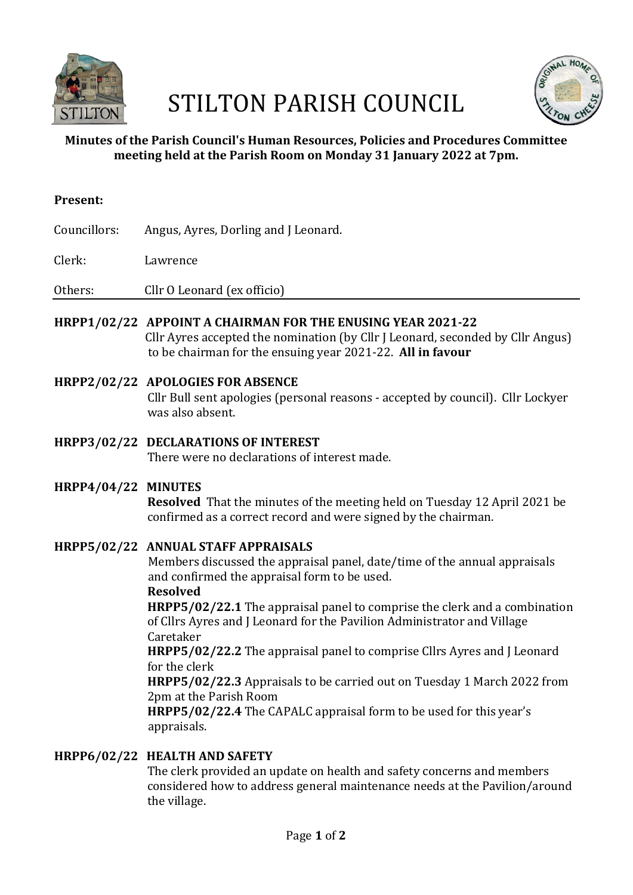# STILTON PARISH COUNCIL

**Minutes of the Parish Council's Human Resources, Policies and Procedures Committee meeting held at the Parish Room on Monday 31 January 2022 at 7pm.**

**Present:**

Councillors: Angus, Ayres, Dorling and J Leonard.

Clerk: Lawrence

Others: Cllr O Leonard (ex officio)

**HRPP1/02/22 APPOINT A CHAIRMAN FOR THE ENUSING YEAR 2021-22**

Cllr Ayres accepted the nomination (by Cllr J Leonard, seconded by Cllr Angus) to be chairman for the ensuing year 2021-22. **All in favour**

**HRPP2/02/22 APOLOGIES FOR ABSENCE**

Cllr Bull sent apologies (personal reasons - accepted by council). Cllr Lockyer was also absent.

**HRPP3/02/22 DECLARATIONS OF INTEREST**

There were no declarations of interest made.

**HRPP4/04/22 MINUTES**

**Resolved** That the minutes of the meeting held on Tuesday 12 April 2021 be confirmed as a correct record and were signed by the chairman.

**HRPP5/02/22 ANNUAL STAFF APPRAISALS**

Members discussed the appraisal panel, date/time of the annual appraisals and confirmed the appraisal form to be used.

**Resolved**

**HRPP5/02/22.1** The appraisal panel to comprise the clerk and a combination of Cllrs Ayres and J Leonard for the Pavilion Administrator and Village Caretaker

**HRPP5/02/22.2** The appraisal panel to comprise Cllrs Ayres and J Leonard for the clerk

**HRPP5/02/22.3** Appraisals to be carried out on Tuesday 1 March 2022 from 2pm at the Parish Room

**HRPP5/02/22.4** The CAPALC appraisal form to be used for this year's appraisals.

**HRPP6/02/22 HEALTH AND SAFETY**

The clerk provided an update on health and safety concerns and members considered how to address general maintenance needs at the Pavilion/around the village.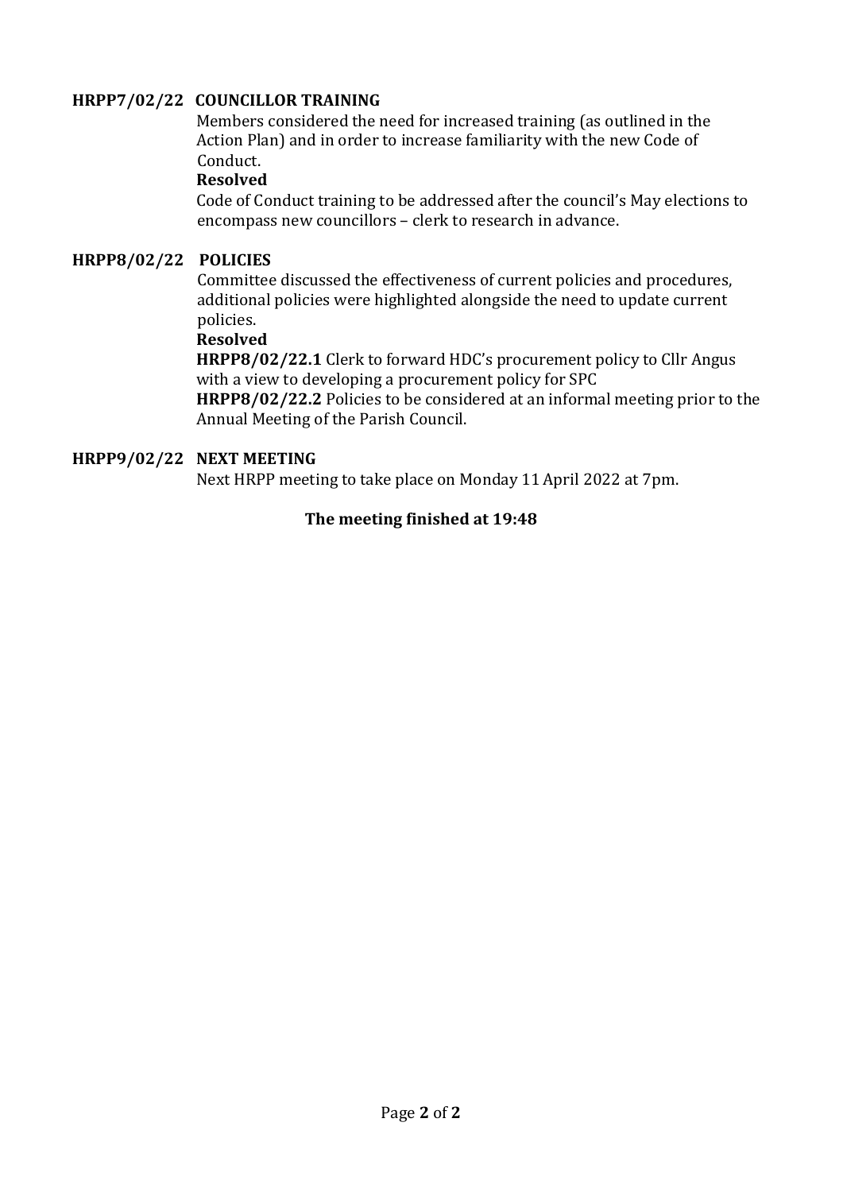**HRPP7/02/22 COUNCILLOR TRAINING**

Members considered the need for increased training (as outlined in the Action Plan) and in order to increase familiarity with the new Code of Conduct.

**Resolved**

Code of Conduct training to be addressed after the council's May elections to encompass new councillors – clerk to research in advance.

**HRPP8/02/22 POLICIES**

Committee discussed the effectiveness of current policies and procedures, additional policies were highlighted alongside the need to update current policies.

**Resolved**

**HRPP8/02/22.1** Clerk to forward HDC's procurement policy to Cllr Angus with a view to developing a procurement policy for SPC

**HRPP8/02/22.2** Policies to be considered at an informal meeting prior to the Annual Meeting of the Parish Council.

**HRPP9/02/22 NEXT MEETING**

Next HRPP meeting to take place on Monday 11 April 2022 at 7pm.

**The meeting finished at 19:48**